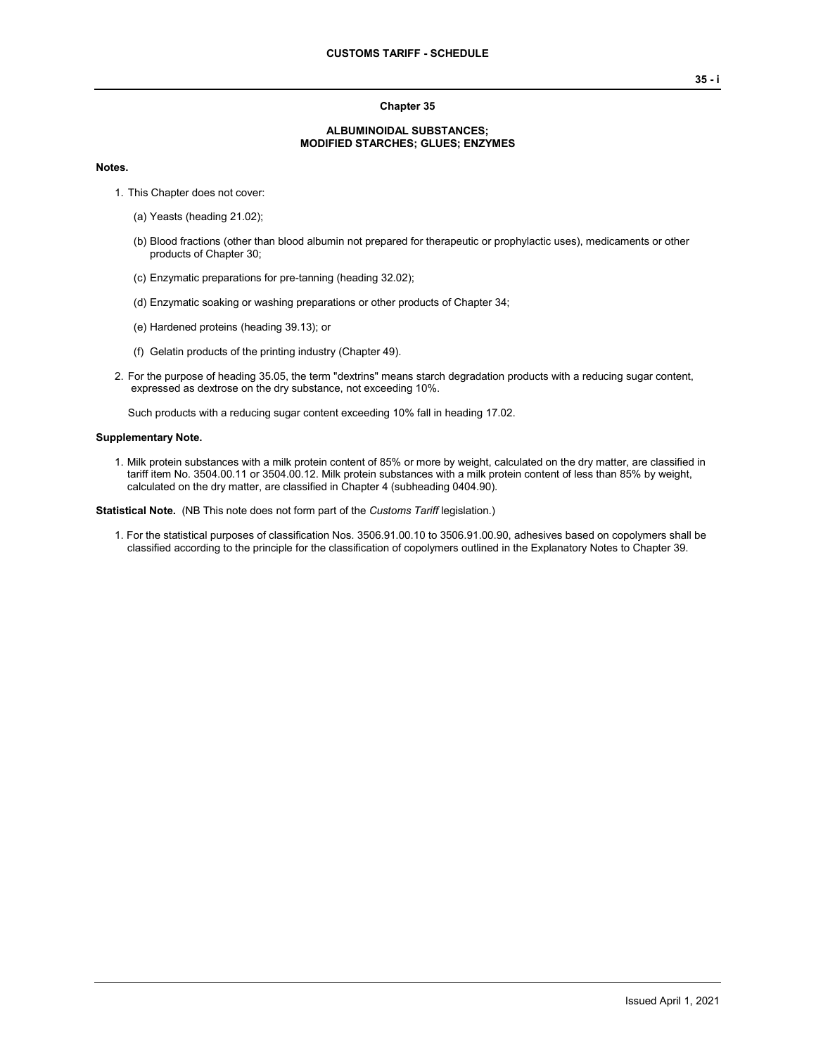# Chapter 35

## ALBUMINOIDAL SUBSTANCES; MODIFIED STARCHES; GLUES; ENZYMES

**Notes.**

1. This Chapter does not cover:

   (a) Yeasts (heading 21.02);

   (b) Blood fractions (other than blood albumin not prepared for therapeutic or prophylactic uses), medicaments or other products of Chapter 30;

   (c) Enzymatic preparations for pre-tanning (heading 32.02);

   (d) Enzymatic soaking or washing preparations or other products of Chapter 34;

   (e) Hardened proteins (heading 39.13); or

   (f) Gelatin products of the printing industry (Chapter 49).

2. For the purpose of heading 35.05, the term "dextrins" means starch degradation products with a reducing sugar content, expressed as dextrose on the dry substance, not exceeding 10%.

   Such products with a reducing sugar content exceeding 10% fall in heading 17.02.

**Supplementary Note.**

1. Milk protein substances with a milk protein content of 85% or more by weight, calculated on the dry matter, are classified in tariff item No. 3504.00.11 or 3504.00.12. Milk protein substances with a milk protein content of less than 85% by weight, calculated on the dry matter, are classified in Chapter 4 (subheading 0404.90).

**Statistical Note.** (NB This note does not form part of the *Customs Tariff* legislation.)

1. For the statistical purposes of classification Nos. 3506.91.00.10 to 3506.91.00.90, adhesives based on copolymers shall be classified according to the principle for the classification of copolymers outlined in the Explanatory Notes to Chapter 39.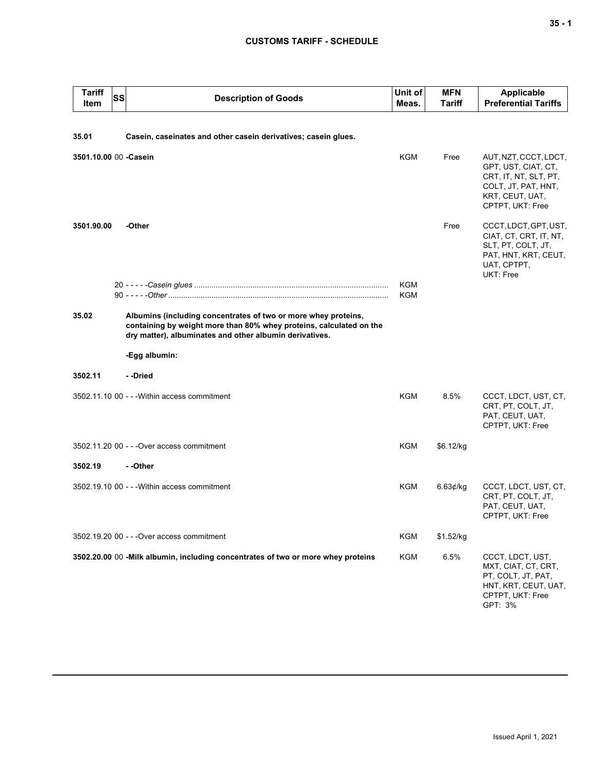**CUSTOMS TARIFF - SCHEDULE**

| Tariff Item | SS | Description of Goods | Unit of Meas. | MFN Tariff | Applicable Preferential Tariffs |
|---|---|---|---|---|---|
| **35.01** | | **Casein, caseinates and other casein derivatives; casein glues.** | | | |
| **3501.10.00** | 00 | **-Casein** | KGM | Free | AUT, NZT, CCCT, LDCT, GPT, UST, CIAT, CT, CRT, IT, NT, SLT, PT, COLT, JT, PAT, HNT, KRT, CEUT, UAT, CPTPT, UKT: Free |
| **3501.90.00** | | **-Other** | | Free | CCCT, LDCT, GPT, UST, CIAT, CT, CRT, IT, NT, SLT, PT, COLT, JT, PAT, HNT, KRT, CEUT, UAT, CPTPT, UKT: Free |
| | 20 | - - - - -*Casein glues* | KGM | | |
| | 90 | - - - - -*Other* | KGM | | |
| **35.02** | | **Albumins (including concentrates of two or more whey proteins, containing by weight more than 80% whey proteins, calculated on the dry matter), albuminates and other albumin derivatives.** | | | |
| | | **-Egg albumin:** | | | |
| **3502.11** | | **- -Dried** | | | |
| 3502.11.10 | 00 | - - -Within access commitment | KGM | 8.5% | CCCT, LDCT, UST, CT, CRT, PT, COLT, JT, PAT, CEUT, UAT, CPTPT, UKT: Free |
| 3502.11.20 | 00 | - - -Over access commitment | KGM | $6.12/kg | |
| **3502.19** | | **- -Other** | | | |
| 3502.19.10 | 00 | - - -Within access commitment | KGM | 6.63¢/kg | CCCT, LDCT, UST, CT, CRT, PT, COLT, JT, PAT, CEUT, UAT, CPTPT, UKT: Free |
| 3502.19.20 | 00 | - - -Over access commitment | KGM | $1.52/kg | |
| **3502.20.00** | 00 | **-Milk albumin, including concentrates of two or more whey proteins** | KGM | 6.5% | CCCT, LDCT, UST, MXT, CIAT, CT, CRT, PT, COLT, JT, PAT, HNT, KRT, CEUT, UAT, CPTPT, UKT: Free<br>GPT: 3% |

Issued April 1, 2021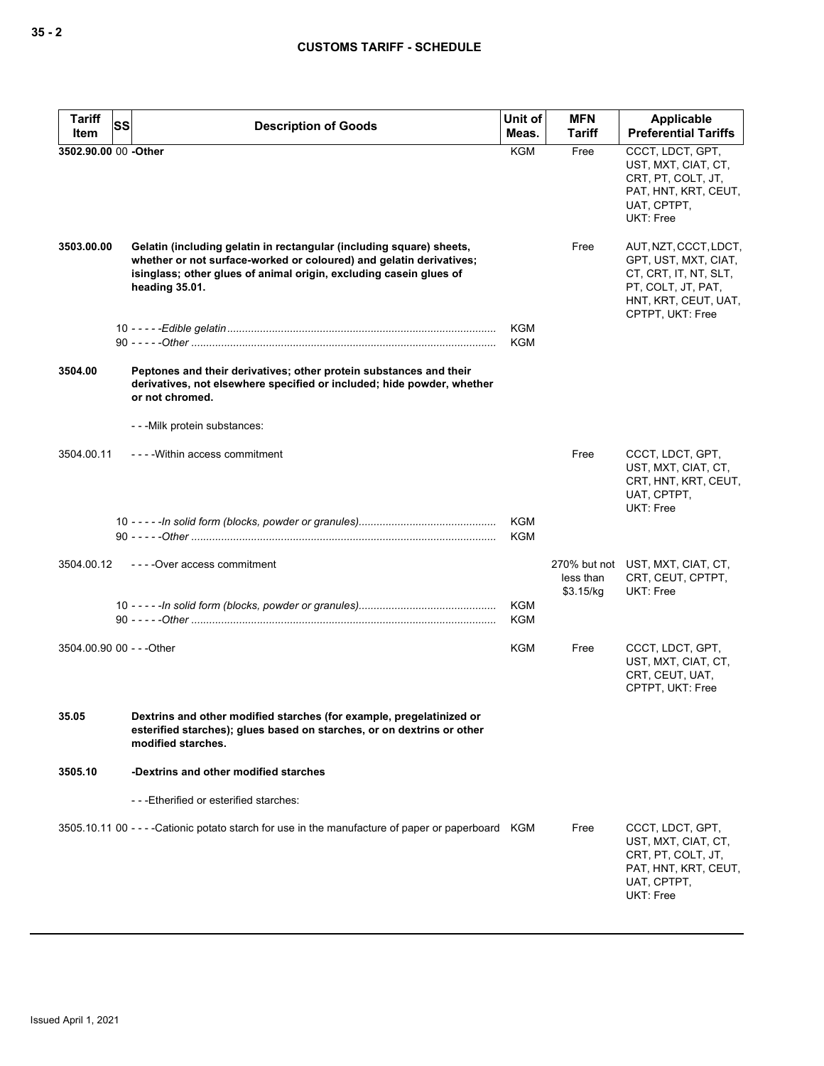| Tariff Item | SS | Description of Goods | Unit of Meas. | MFN Tariff | Applicable Preferential Tariffs |
|---|---|---|---|---|---|
| **3502.90.00** | 00 | **-Other** | KGM | Free | CCCT, LDCT, GPT, UST, MXT, CIAT, CT, CRT, PT, COLT, JT, PAT, HNT, KRT, CEUT, UAT, CPTPT, UKT: Free |
| **3503.00.00** | | **Gelatin (including gelatin in rectangular (including square) sheets, whether or not surface-worked or coloured) and gelatin derivatives; isinglass; other glues of animal origin, excluding casein glues of heading 35.01.** | | Free | AUT, NZT, CCCT, LDCT, GPT, UST, MXT, CIAT, CT, CRT, IT, NT, SLT, PT, COLT, JT, PAT, HNT, KRT, CEUT, UAT, CPTPT, UKT: Free |
| | | 10 - - - - -*Edible gelatin* | KGM | | |
| | | 90 - - - - -*Other* | KGM | | |
| **3504.00** | | **Peptones and their derivatives; other protein substances and their derivatives, not elsewhere specified or included; hide powder, whether or not chromed.** | | | |
| | | - - -Milk protein substances: | | | |
| 3504.00.11 | | - - - -Within access commitment | | Free | CCCT, LDCT, GPT, UST, MXT, CIAT, CT, CRT, HNT, KRT, CEUT, UAT, CPTPT, UKT: Free |
| | | 10 - - - - -*In solid form (blocks, powder or granules)* | KGM | | |
| | | 90 - - - - -*Other* | KGM | | |
| 3504.00.12 | | - - - -Over access commitment | | 270% but not less than $3.15/kg | UST, MXT, CIAT, CT, CRT, CEUT, CPTPT, UKT: Free |
| | | 10 - - - - -*In solid form (blocks, powder or granules)* | KGM | | |
| | | 90 - - - - -*Other* | KGM | | |
| 3504.00.90 | 00 | - - -Other | KGM | Free | CCCT, LDCT, GPT, UST, MXT, CIAT, CT, CRT, CEUT, UAT, CPTPT, UKT: Free |
| **35.05** | | **Dextrins and other modified starches (for example, pregelatinized or esterified starches); glues based on starches, or on dextrins or other modified starches.** | | | |
| **3505.10** | | **-Dextrins and other modified starches** | | | |
| | | - - -Etherified or esterified starches: | | | |
| 3505.10.11 | 00 | - - - -Cationic potato starch for use in the manufacture of paper or paperboard | KGM | Free | CCCT, LDCT, GPT, UST, MXT, CIAT, CT, CRT, PT, COLT, JT, PAT, HNT, KRT, CEUT, UAT, CPTPT, UKT: Free |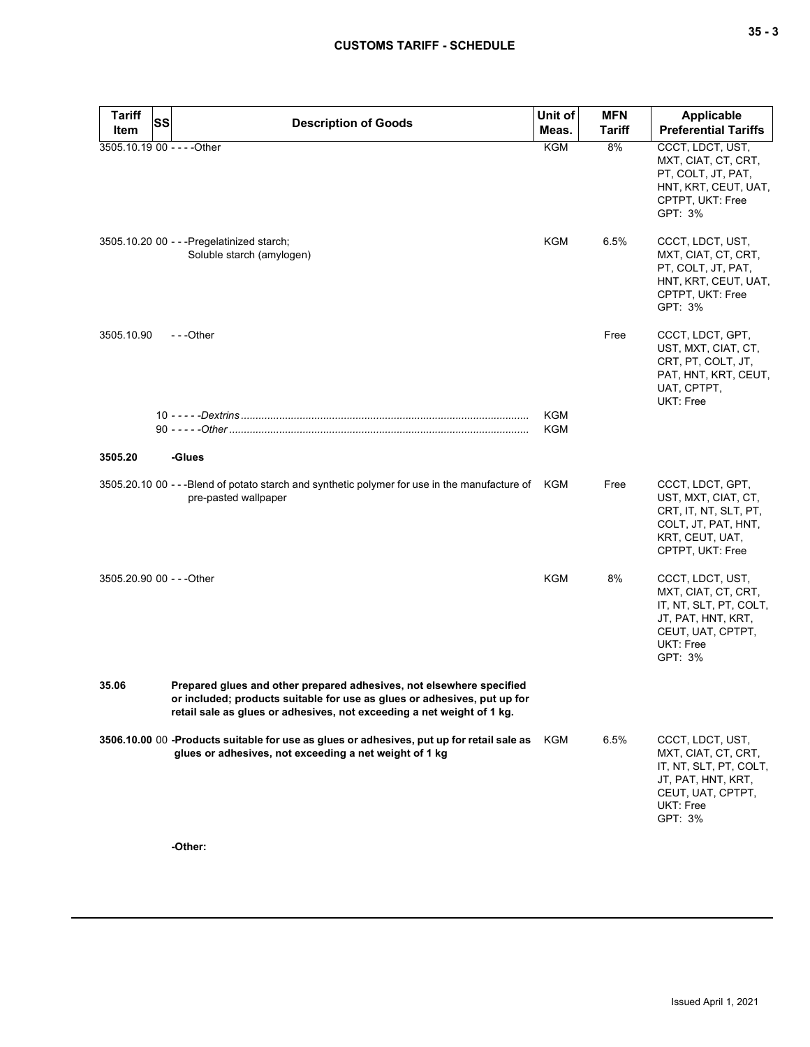| Tariff Item | SS | Description of Goods | Unit of Meas. | MFN Tariff | Applicable Preferential Tariffs |
|---|---|---|---|---|---|
| 3505.10.19 | 00 | - - - -Other | KGM | 8% | CCCT, LDCT, UST, MXT, CIAT, CT, CRT, PT, COLT, JT, PAT, HNT, KRT, CEUT, UAT, CPTPT, UKT: Free<br>GPT: 3% |
| 3505.10.20 | 00 | - - -Pregelatinized starch;<br>Soluble starch (amylogen) | KGM | 6.5% | CCCT, LDCT, UST, MXT, CIAT, CT, CRT, PT, COLT, JT, PAT, HNT, KRT, CEUT, UAT, CPTPT, UKT: Free<br>GPT: 3% |
| 3505.10.90 | | - - -Other | | Free | CCCT, LDCT, GPT, UST, MXT, CIAT, CT, CRT, PT, COLT, JT, PAT, HNT, KRT, CEUT, UAT, CPTPT, UKT: Free |
| | 10 | - - - - -*Dextrins* | KGM | | |
| | 90 | - - - - -*Other* | KGM | | |
| **3505.20** | | **-Glues** | | | |
| 3505.20.10 | 00 | - - -Blend of potato starch and synthetic polymer for use in the manufacture of pre-pasted wallpaper | KGM | Free | CCCT, LDCT, GPT, UST, MXT, CIAT, CT, CRT, IT, NT, SLT, PT, COLT, JT, PAT, HNT, KRT, CEUT, UAT, CPTPT, UKT: Free |
| 3505.20.90 | 00 | - - -Other | KGM | 8% | CCCT, LDCT, UST, MXT, CIAT, CT, CRT, IT, NT, SLT, PT, COLT, JT, PAT, HNT, KRT, CEUT, UAT, CPTPT, UKT: Free<br>GPT: 3% |
| **35.06** | | **Prepared glues and other prepared adhesives, not elsewhere specified or included; products suitable for use as glues or adhesives, put up for retail sale as glues or adhesives, not exceeding a net weight of 1 kg.** | | | |
| **3506.10.00** | 00 | **-Products suitable for use as glues or adhesives, put up for retail sale as glues or adhesives, not exceeding a net weight of 1 kg** | KGM | 6.5% | CCCT, LDCT, UST, MXT, CIAT, CT, CRT, IT, NT, SLT, PT, COLT, JT, PAT, HNT, KRT, CEUT, UAT, CPTPT, UKT: Free<br>GPT: 3% |
| | | **-Other:** | | | |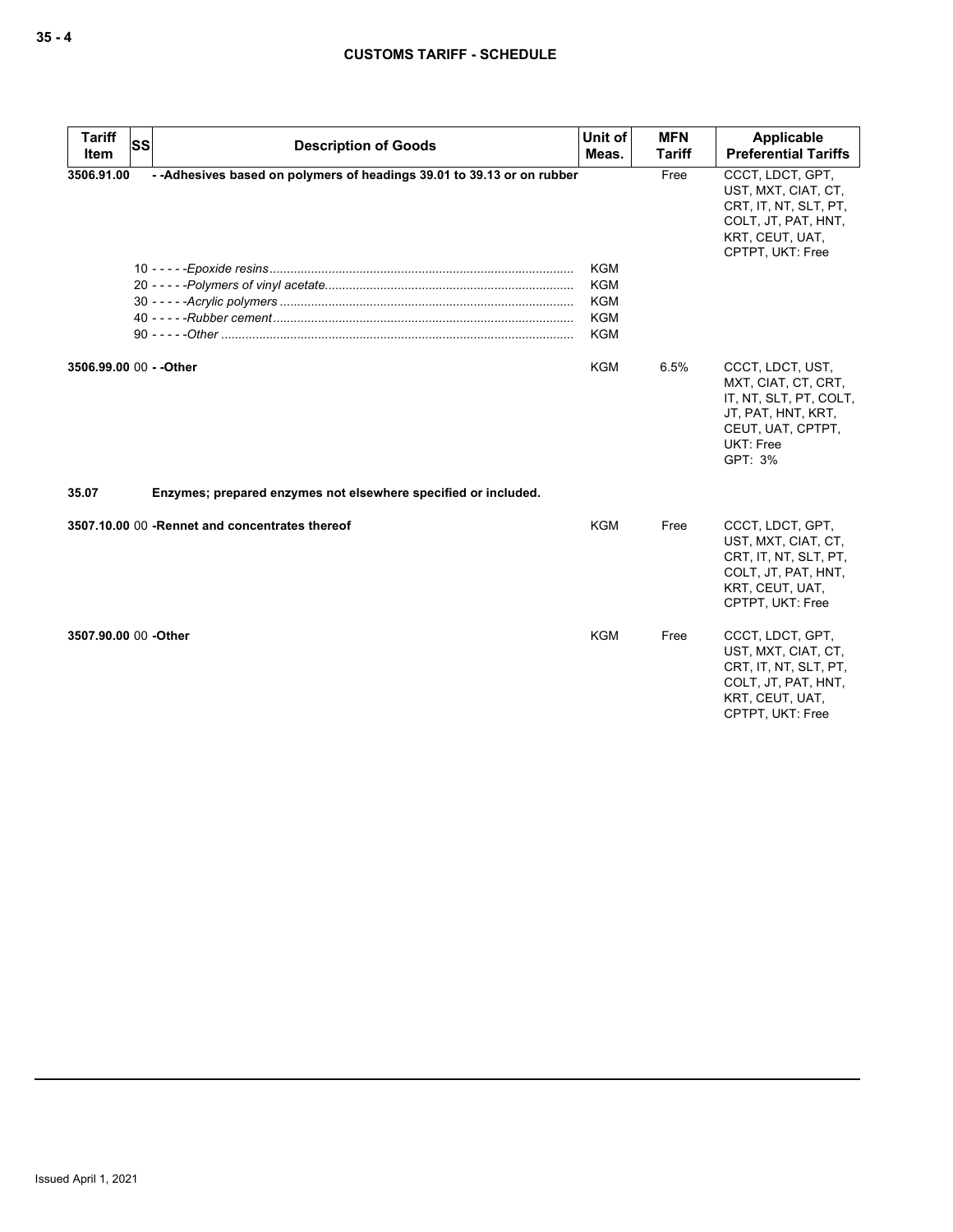| Tariff Item | SS | Description of Goods | Unit of Meas. | MFN Tariff | Applicable Preferential Tariffs |
|---|---|---|---|---|---|
| 3506.91.00 | | - -Adhesives based on polymers of headings 39.01 to 39.13 or on rubber | | Free | CCCT, LDCT, GPT, UST, MXT, CIAT, CT, CRT, IT, NT, SLT, PT, COLT, JT, PAT, HNT, KRT, CEUT, UAT, CPTPT, UKT: Free |
| | 10 | - - - - -*Epoxide resins* | KGM | | |
| | 20 | - - - - -*Polymers of vinyl acetate* | KGM | | |
| | 30 | - - - - -*Acrylic polymers* | KGM | | |
| | 40 | - - - - -*Rubber cement* | KGM | | |
| | 90 | - - - - -*Other* | KGM | | |
| 3506.99.00 | 00 | - -Other | KGM | 6.5% | CCCT, LDCT, UST, MXT, CIAT, CT, CRT, IT, NT, SLT, PT, COLT, JT, PAT, HNT, KRT, CEUT, UAT, CPTPT, UKT: Free<br>GPT: 3% |
| 35.07 | | Enzymes; prepared enzymes not elsewhere specified or included. | | | |
| 3507.10.00 | 00 | -Rennet and concentrates thereof | KGM | Free | CCCT, LDCT, GPT, UST, MXT, CIAT, CT, CRT, IT, NT, SLT, PT, COLT, JT, PAT, HNT, KRT, CEUT, UAT, CPTPT, UKT: Free |
| 3507.90.00 | 00 | -Other | KGM | Free | CCCT, LDCT, GPT, UST, MXT, CIAT, CT, CRT, IT, NT, SLT, PT, COLT, JT, PAT, HNT, KRT, CEUT, UAT, CPTPT, UKT: Free |